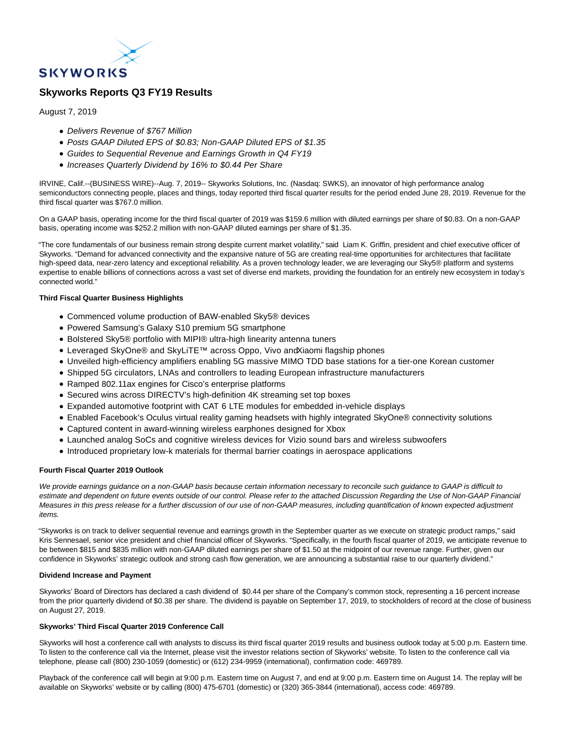SKYWORKS

# Skyworks Reports Q3 FY19 Results

August 7, 2019

- *Delivers Revenue of $767 Million*
- *Posts GAAP Diluted EPS of $0.83; Non-GAAP Diluted EPS of $1.35*
- *Guides to Sequential Revenue and Earnings Growth in Q4 FY19*
- *Increases Quarterly Dividend by 16% to $0.44 Per Share*

IRVINE, Calif.--(BUSINESS WIRE)--Aug. 7, 2019-- Skyworks Solutions, Inc. (Nasdaq: SWKS), an innovator of high performance analog semiconductors connecting people, places and things, today reported third fiscal quarter results for the period ended June 28, 2019. Revenue for the third fiscal quarter was $767.0 million.

On a GAAP basis, operating income for the third fiscal quarter of 2019 was $159.6 million with diluted earnings per share of $0.83. On a non-GAAP basis, operating income was $252.2 million with non-GAAP diluted earnings per share of $1.35.

"The core fundamentals of our business remain strong despite current market volatility," said Liam K. Griffin, president and chief executive officer of Skyworks. "Demand for advanced connectivity and the expansive nature of 5G are creating real-time opportunities for architectures that facilitate high-speed data, near-zero latency and exceptional reliability. As a proven technology leader, we are leveraging our Sky5® platform and systems expertise to enable billions of connections across a vast set of diverse end markets, providing the foundation for an entirely new ecosystem in today's connected world."

**Third Fiscal Quarter Business Highlights**

- Commenced volume production of BAW-enabled Sky5® devices
- Powered Samsung's Galaxy S10 premium 5G smartphone
- Bolstered Sky5® portfolio with MIPI® ultra-high linearity antenna tuners
- Leveraged SkyOne® and SkyLiTE™ across Oppo, Vivo and Xiaomi flagship phones
- Unveiled high-efficiency amplifiers enabling 5G massive MIMO TDD base stations for a tier-one Korean customer
- Shipped 5G circulators, LNAs and controllers to leading European infrastructure manufacturers
- Ramped 802.11ax engines for Cisco's enterprise platforms
- Secured wins across DIRECTV's high-definition 4K streaming set top boxes
- Expanded automotive footprint with CAT 6 LTE modules for embedded in-vehicle displays
- Enabled Facebook's Oculus virtual reality gaming headsets with highly integrated SkyOne® connectivity solutions
- Captured content in award-winning wireless earphones designed for Xbox
- Launched analog SoCs and cognitive wireless devices for Vizio sound bars and wireless subwoofers
- Introduced proprietary low-k materials for thermal barrier coatings in aerospace applications

**Fourth Fiscal Quarter 2019 Outlook**

*We provide earnings guidance on a non-GAAP basis because certain information necessary to reconcile such guidance to GAAP is difficult to estimate and dependent on future events outside of our control. Please refer to the attached Discussion Regarding the Use of Non-GAAP Financial Measures in this press release for a further discussion of our use of non-GAAP measures, including quantification of known expected adjustment items.*

"Skyworks is on track to deliver sequential revenue and earnings growth in the September quarter as we execute on strategic product ramps," said Kris Sennesael, senior vice president and chief financial officer of Skyworks. "Specifically, in the fourth fiscal quarter of 2019, we anticipate revenue to be between $815 and $835 million with non-GAAP diluted earnings per share of $1.50 at the midpoint of our revenue range. Further, given our confidence in Skyworks' strategic outlook and strong cash flow generation, we are announcing a substantial raise to our quarterly dividend."

**Dividend Increase and Payment**

Skyworks' Board of Directors has declared a cash dividend of $0.44 per share of the Company's common stock, representing a 16 percent increase from the prior quarterly dividend of $0.38 per share. The dividend is payable on September 17, 2019, to stockholders of record at the close of business on August 27, 2019.

**Skyworks' Third Fiscal Quarter 2019 Conference Call**

Skyworks will host a conference call with analysts to discuss its third fiscal quarter 2019 results and business outlook today at 5:00 p.m. Eastern time. To listen to the conference call via the Internet, please visit the investor relations section of Skyworks' website. To listen to the conference call via telephone, please call (800) 230-1059 (domestic) or (612) 234-9959 (international), confirmation code: 469789.

Playback of the conference call will begin at 9:00 p.m. Eastern time on August 7, and end at 9:00 p.m. Eastern time on August 14. The replay will be available on Skyworks' website or by calling (800) 475-6701 (domestic) or (320) 365-3844 (international), access code: 469789.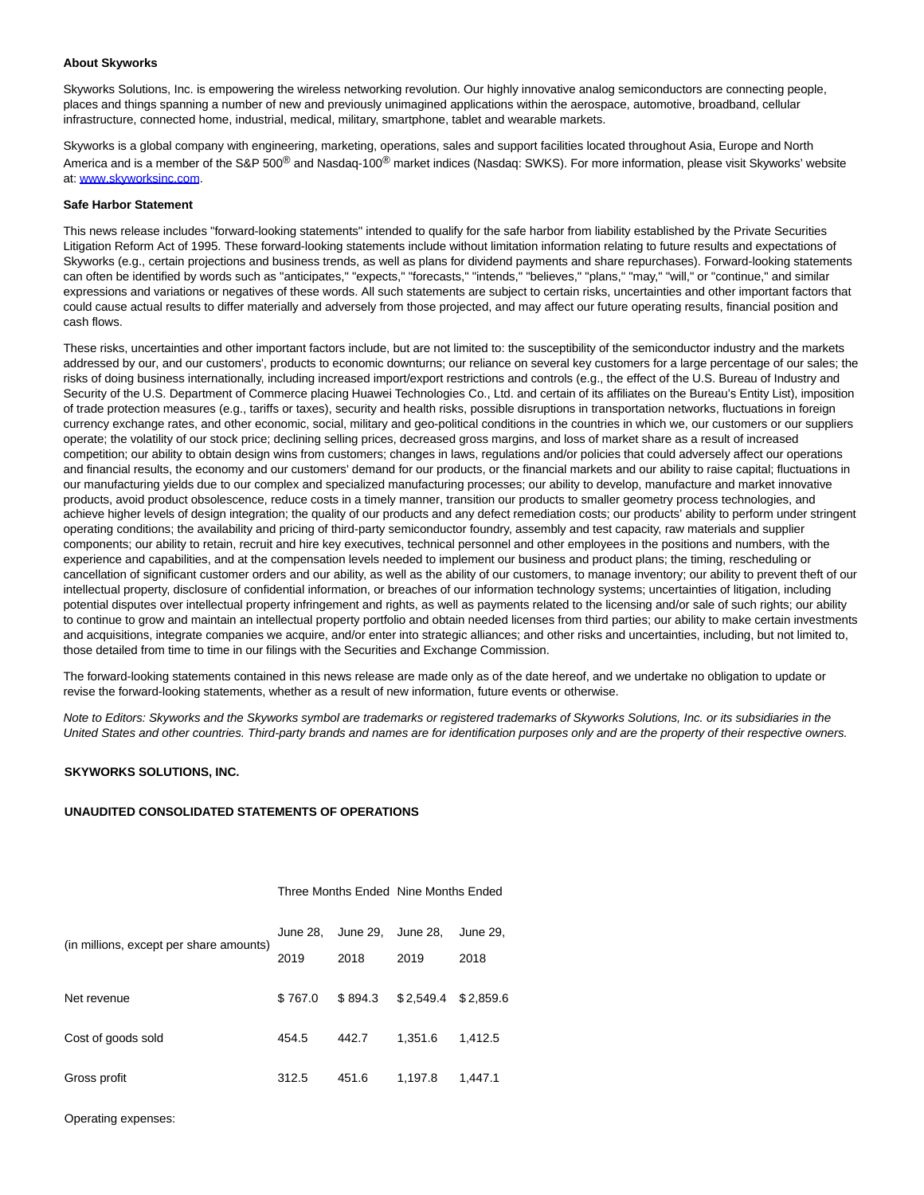**About Skyworks**

Skyworks Solutions, Inc. is empowering the wireless networking revolution. Our highly innovative analog semiconductors are connecting people, places and things spanning a number of new and previously unimagined applications within the aerospace, automotive, broadband, cellular infrastructure, connected home, industrial, medical, military, smartphone, tablet and wearable markets.

Skyworks is a global company with engineering, marketing, operations, sales and support facilities located throughout Asia, Europe and North America and is a member of the S&P 500® and Nasdaq-100® market indices (Nasdaq: SWKS). For more information, please visit Skyworks' website at: [www.skyworksinc.com](http://www.skyworksinc.com).

**Safe Harbor Statement**

This news release includes "forward-looking statements" intended to qualify for the safe harbor from liability established by the Private Securities Litigation Reform Act of 1995. These forward-looking statements include without limitation information relating to future results and expectations of Skyworks (e.g., certain projections and business trends, as well as plans for dividend payments and share repurchases). Forward-looking statements can often be identified by words such as "anticipates," "expects," "forecasts," "intends," "believes," "plans," "may," "will," or "continue," and similar expressions and variations or negatives of these words. All such statements are subject to certain risks, uncertainties and other important factors that could cause actual results to differ materially and adversely from those projected, and may affect our future operating results, financial position and cash flows.

These risks, uncertainties and other important factors include, but are not limited to: the susceptibility of the semiconductor industry and the markets addressed by our, and our customers', products to economic downturns; our reliance on several key customers for a large percentage of our sales; the risks of doing business internationally, including increased import/export restrictions and controls (e.g., the effect of the U.S. Bureau of Industry and Security of the U.S. Department of Commerce placing Huawei Technologies Co., Ltd. and certain of its affiliates on the Bureau's Entity List), imposition of trade protection measures (e.g., tariffs or taxes), security and health risks, possible disruptions in transportation networks, fluctuations in foreign currency exchange rates, and other economic, social, military and geo-political conditions in the countries in which we, our customers or our suppliers operate; the volatility of our stock price; declining selling prices, decreased gross margins, and loss of market share as a result of increased competition; our ability to obtain design wins from customers; changes in laws, regulations and/or policies that could adversely affect our operations and financial results, the economy and our customers' demand for our products, or the financial markets and our ability to raise capital; fluctuations in our manufacturing yields due to our complex and specialized manufacturing processes; our ability to develop, manufacture and market innovative products, avoid product obsolescence, reduce costs in a timely manner, transition our products to smaller geometry process technologies, and achieve higher levels of design integration; the quality of our products and any defect remediation costs; our products' ability to perform under stringent operating conditions; the availability and pricing of third-party semiconductor foundry, assembly and test capacity, raw materials and supplier components; our ability to retain, recruit and hire key executives, technical personnel and other employees in the positions and numbers, with the experience and capabilities, and at the compensation levels needed to implement our business and product plans; the timing, rescheduling or cancellation of significant customer orders and our ability, as well as the ability of our customers, to manage inventory; our ability to prevent theft of our intellectual property, disclosure of confidential information, or breaches of our information technology systems; uncertainties of litigation, including potential disputes over intellectual property infringement and rights, as well as payments related to the licensing and/or sale of such rights; our ability to continue to grow and maintain an intellectual property portfolio and obtain needed licenses from third parties; our ability to make certain investments and acquisitions, integrate companies we acquire, and/or enter into strategic alliances; and other risks and uncertainties, including, but not limited to, those detailed from time to time in our filings with the Securities and Exchange Commission.

The forward-looking statements contained in this news release are made only as of the date hereof, and we undertake no obligation to update or revise the forward-looking statements, whether as a result of new information, future events or otherwise.

*Note to Editors: Skyworks and the Skyworks symbol are trademarks or registered trademarks of Skyworks Solutions, Inc. or its subsidiaries in the United States and other countries. Third-party brands and names are for identification purposes only and are the property of their respective owners.*

**SKYWORKS SOLUTIONS, INC.**

**UNAUDITED CONSOLIDATED STATEMENTS OF OPERATIONS**

| | Three Months Ended | | Nine Months Ended | |
|---|---|---|---|---|
| (in millions, except per share amounts) | June 28, 2019 | June 29, 2018 | June 28, 2019 | June 29, 2018 |
| Net revenue | $ 767.0 | $ 894.3 | $ 2,549.4 | $ 2,859.6 |
| Cost of goods sold | 454.5 | 442.7 | 1,351.6 | 1,412.5 |
| Gross profit | 312.5 | 451.6 | 1,197.8 | 1,447.1 |
| Operating expenses: | | | | |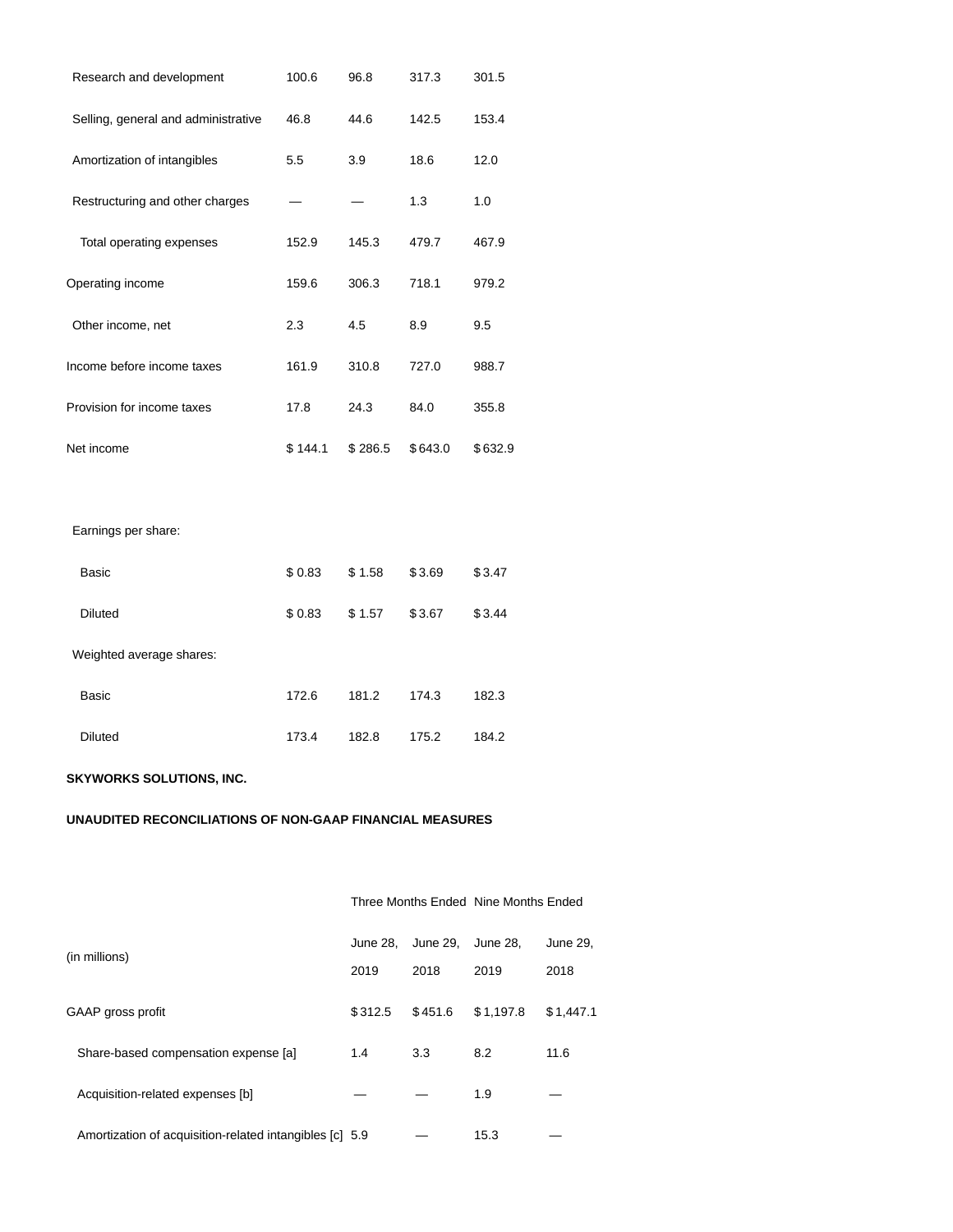| | | | | |
|---|---|---|---|---|
| Research and development | 100.6 | 96.8 | 317.3 | 301.5 |
| Selling, general and administrative | 46.8 | 44.6 | 142.5 | 153.4 |
| Amortization of intangibles | 5.5 | 3.9 | 18.6 | 12.0 |
| Restructuring and other charges | — | — | 1.3 | 1.0 |
| Total operating expenses | 152.9 | 145.3 | 479.7 | 467.9 |
| Operating income | 159.6 | 306.3 | 718.1 | 979.2 |
| Other income, net | 2.3 | 4.5 | 8.9 | 9.5 |
| Income before income taxes | 161.9 | 310.8 | 727.0 | 988.7 |
| Provision for income taxes | 17.8 | 24.3 | 84.0 | 355.8 |
| Net income | $ 144.1 | $ 286.5 | $ 643.0 | $ 632.9 |
| | | | | |
| Earnings per share: | | | | |
| Basic | $ 0.83 | $ 1.58 | $ 3.69 | $ 3.47 |
| Diluted | $ 0.83 | $ 1.57 | $ 3.67 | $ 3.44 |
| Weighted average shares: | | | | |
| Basic | 172.6 | 181.2 | 174.3 | 182.3 |
| Diluted | 173.4 | 182.8 | 175.2 | 184.2 |

**SKYWORKS SOLUTIONS, INC.**

**UNAUDITED RECONCILIATIONS OF NON-GAAP FINANCIAL MEASURES**

| | Three Months Ended | | Nine Months Ended | |
|---|---|---|---|---|
| (in millions) | June 28, 2019 | June 29, 2018 | June 28, 2019 | June 29, 2018 |
| GAAP gross profit | $ 312.5 | $ 451.6 | $ 1,197.8 | $ 1,447.1 |
| Share-based compensation expense [a] | 1.4 | 3.3 | 8.2 | 11.6 |
| Acquisition-related expenses [b] | — | — | 1.9 | — |
| Amortization of acquisition-related intangibles [c] | 5.9 | — | 15.3 | — |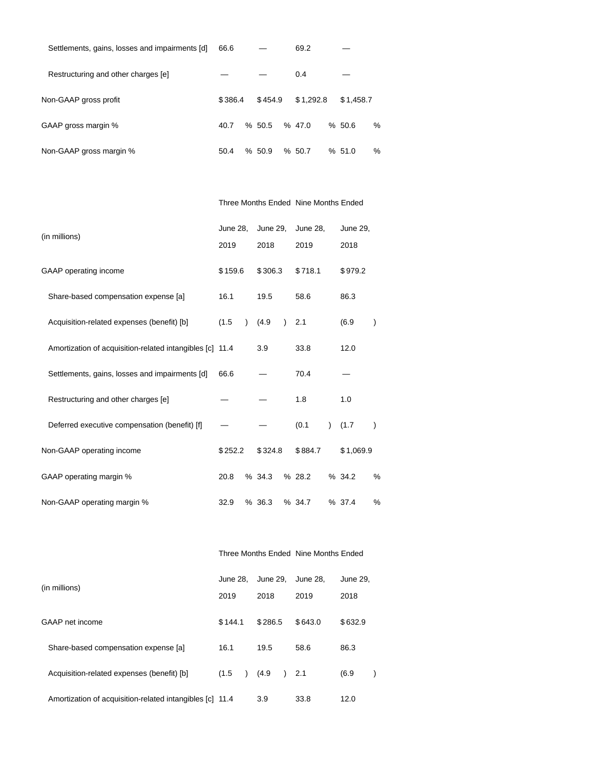| | | | | |
|---|---|---|---|---|
| Settlements, gains, losses and impairments [d] | 66.6 | — | 69.2 | — |
| Restructuring and other charges [e] | — | — | 0.4 | — |
| Non-GAAP gross profit | $386.4 | $454.9 | $1,292.8 | $1,458.7 |
| GAAP gross margin % | 40.7 % | 50.5 % | 47.0 % | 50.6 % |
| Non-GAAP gross margin % | 50.4 % | 50.9 % | 50.7 % | 51.0 % |

| (in millions) | Three Months Ended | | Nine Months Ended | |
|---|---|---|---|---|
| | June 28, 2019 | June 29, 2018 | June 28, 2019 | June 29, 2018 |
| GAAP operating income | $159.6 | $306.3 | $718.1 | $979.2 |
| Share-based compensation expense [a] | 16.1 | 19.5 | 58.6 | 86.3 |
| Acquisition-related expenses (benefit) [b] | (1.5) | (4.9) | 2.1 | (6.9) |
| Amortization of acquisition-related intangibles [c] | 11.4 | 3.9 | 33.8 | 12.0 |
| Settlements, gains, losses and impairments [d] | 66.6 | — | 70.4 | — |
| Restructuring and other charges [e] | — | — | 1.8 | 1.0 |
| Deferred executive compensation (benefit) [f] | — | — | (0.1) | (1.7) |
| Non-GAAP operating income | $252.2 | $324.8 | $884.7 | $1,069.9 |
| GAAP operating margin % | 20.8 % | 34.3 % | 28.2 % | 34.2 % |
| Non-GAAP operating margin % | 32.9 % | 36.3 % | 34.7 % | 37.4 % |

| (in millions) | Three Months Ended | | Nine Months Ended | |
|---|---|---|---|---|
| | June 28, 2019 | June 29, 2018 | June 28, 2019 | June 29, 2018 |
| GAAP net income | $144.1 | $286.5 | $643.0 | $632.9 |
| Share-based compensation expense [a] | 16.1 | 19.5 | 58.6 | 86.3 |
| Acquisition-related expenses (benefit) [b] | (1.5) | (4.9) | 2.1 | (6.9) |
| Amortization of acquisition-related intangibles [c] | 11.4 | 3.9 | 33.8 | 12.0 |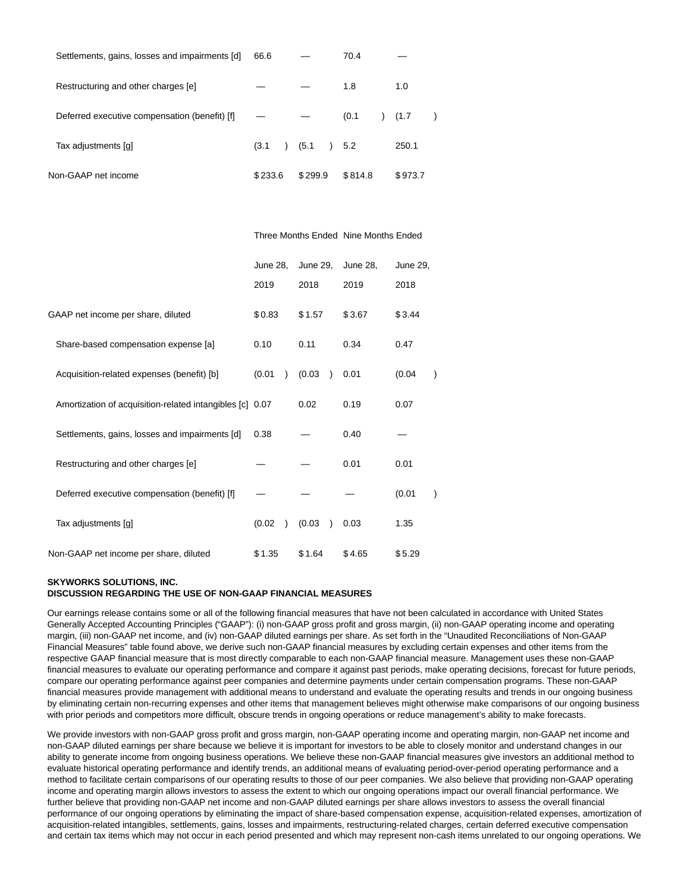| | | | | |
|---|---|---|---|---|
| Settlements, gains, losses and impairments [d] | 66.6 | — | 70.4 | — |
| Restructuring and other charges [e] | — | — | 1.8 | 1.0 |
| Deferred executive compensation (benefit) [f] | — | — | (0.1) | (1.7) |
| Tax adjustments [g] | (3.1) | (5.1) | 5.2 | 250.1 |
| Non-GAAP net income | $233.6 | $299.9 | $814.8 | $973.7 |

| | Three Months Ended | | Nine Months Ended | |
|---|---|---|---|---|
| | June 28, 2019 | June 29, 2018 | June 28, 2019 | June 29, 2018 |
| GAAP net income per share, diluted | $0.83 | $1.57 | $3.67 | $3.44 |
| Share-based compensation expense [a] | 0.10 | 0.11 | 0.34 | 0.47 |
| Acquisition-related expenses (benefit) [b] | (0.01) | (0.03) | 0.01 | (0.04) |
| Amortization of acquisition-related intangibles [c] | 0.07 | 0.02 | 0.19 | 0.07 |
| Settlements, gains, losses and impairments [d] | 0.38 | — | 0.40 | — |
| Restructuring and other charges [e] | — | — | 0.01 | 0.01 |
| Deferred executive compensation (benefit) [f] | — | — | — | (0.01) |
| Tax adjustments [g] | (0.02) | (0.03) | 0.03 | 1.35 |
| Non-GAAP net income per share, diluted | $1.35 | $1.64 | $4.65 | $5.29 |

**SKYWORKS SOLUTIONS, INC.**
**DISCUSSION REGARDING THE USE OF NON-GAAP FINANCIAL MEASURES**

Our earnings release contains some or all of the following financial measures that have not been calculated in accordance with United States Generally Accepted Accounting Principles ("GAAP"): (i) non-GAAP gross profit and gross margin, (ii) non-GAAP operating income and operating margin, (iii) non-GAAP net income, and (iv) non-GAAP diluted earnings per share. As set forth in the "Unaudited Reconciliations of Non-GAAP Financial Measures" table found above, we derive such non-GAAP financial measures by excluding certain expenses and other items from the respective GAAP financial measure that is most directly comparable to each non-GAAP financial measure. Management uses these non-GAAP financial measures to evaluate our operating performance and compare it against past periods, make operating decisions, forecast for future periods, compare our operating performance against peer companies and determine payments under certain compensation programs. These non-GAAP financial measures provide management with additional means to understand and evaluate the operating results and trends in our ongoing business by eliminating certain non-recurring expenses and other items that management believes might otherwise make comparisons of our ongoing business with prior periods and competitors more difficult, obscure trends in ongoing operations or reduce management's ability to make forecasts.

We provide investors with non-GAAP gross profit and gross margin, non-GAAP operating income and operating margin, non-GAAP net income and non-GAAP diluted earnings per share because we believe it is important for investors to be able to closely monitor and understand changes in our ability to generate income from ongoing business operations. We believe these non-GAAP financial measures give investors an additional method to evaluate historical operating performance and identify trends, an additional means of evaluating period-over-period operating performance and a method to facilitate certain comparisons of our operating results to those of our peer companies. We also believe that providing non-GAAP operating income and operating margin allows investors to assess the extent to which our ongoing operations impact our overall financial performance. We further believe that providing non-GAAP net income and non-GAAP diluted earnings per share allows investors to assess the overall financial performance of our ongoing operations by eliminating the impact of share-based compensation expense, acquisition-related expenses, amortization of acquisition-related intangibles, settlements, gains, losses and impairments, restructuring-related charges, certain deferred executive compensation and certain tax items which may not occur in each period presented and which may represent non-cash items unrelated to our ongoing operations. We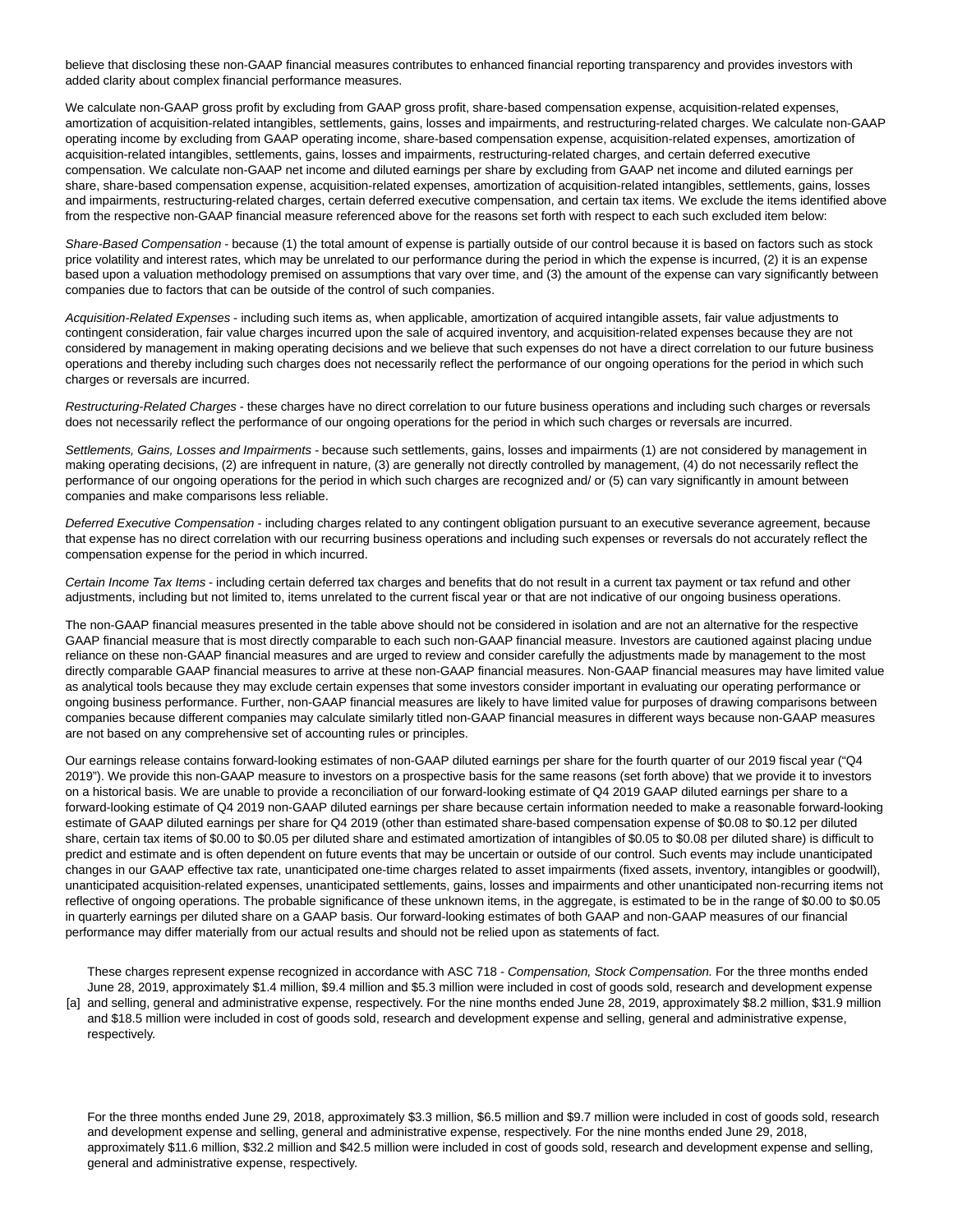believe that disclosing these non-GAAP financial measures contributes to enhanced financial reporting transparency and provides investors with added clarity about complex financial performance measures.

We calculate non-GAAP gross profit by excluding from GAAP gross profit, share-based compensation expense, acquisition-related expenses, amortization of acquisition-related intangibles, settlements, gains, losses and impairments, and restructuring-related charges. We calculate non-GAAP operating income by excluding from GAAP operating income, share-based compensation expense, acquisition-related expenses, amortization of acquisition-related intangibles, settlements, gains, losses and impairments, restructuring-related charges, and certain deferred executive compensation. We calculate non-GAAP net income and diluted earnings per share by excluding from GAAP net income and diluted earnings per share, share-based compensation expense, acquisition-related expenses, amortization of acquisition-related intangibles, settlements, gains, losses and impairments, restructuring-related charges, certain deferred executive compensation, and certain tax items. We exclude the items identified above from the respective non-GAAP financial measure referenced above for the reasons set forth with respect to each such excluded item below:

*Share-Based Compensation* - because (1) the total amount of expense is partially outside of our control because it is based on factors such as stock price volatility and interest rates, which may be unrelated to our performance during the period in which the expense is incurred, (2) it is an expense based upon a valuation methodology premised on assumptions that vary over time, and (3) the amount of the expense can vary significantly between companies due to factors that can be outside of the control of such companies.

*Acquisition-Related Expenses* - including such items as, when applicable, amortization of acquired intangible assets, fair value adjustments to contingent consideration, fair value charges incurred upon the sale of acquired inventory, and acquisition-related expenses because they are not considered by management in making operating decisions and we believe that such expenses do not have a direct correlation to our future business operations and thereby including such charges does not necessarily reflect the performance of our ongoing operations for the period in which such charges or reversals are incurred.

*Restructuring-Related Charges* - these charges have no direct correlation to our future business operations and including such charges or reversals does not necessarily reflect the performance of our ongoing operations for the period in which such charges or reversals are incurred.

*Settlements, Gains, Losses and Impairments* - because such settlements, gains, losses and impairments (1) are not considered by management in making operating decisions, (2) are infrequent in nature, (3) are generally not directly controlled by management, (4) do not necessarily reflect the performance of our ongoing operations for the period in which such charges are recognized and/ or (5) can vary significantly in amount between companies and make comparisons less reliable.

*Deferred Executive Compensation* - including charges related to any contingent obligation pursuant to an executive severance agreement, because that expense has no direct correlation with our recurring business operations and including such expenses or reversals do not accurately reflect the compensation expense for the period in which incurred.

*Certain Income Tax Items* - including certain deferred tax charges and benefits that do not result in a current tax payment or tax refund and other adjustments, including but not limited to, items unrelated to the current fiscal year or that are not indicative of our ongoing business operations.

The non-GAAP financial measures presented in the table above should not be considered in isolation and are not an alternative for the respective GAAP financial measure that is most directly comparable to each such non-GAAP financial measure. Investors are cautioned against placing undue reliance on these non-GAAP financial measures and are urged to review and consider carefully the adjustments made by management to the most directly comparable GAAP financial measures to arrive at these non-GAAP financial measures. Non-GAAP financial measures may have limited value as analytical tools because they may exclude certain expenses that some investors consider important in evaluating our operating performance or ongoing business performance. Further, non-GAAP financial measures are likely to have limited value for purposes of drawing comparisons between companies because different companies may calculate similarly titled non-GAAP financial measures in different ways because non-GAAP measures are not based on any comprehensive set of accounting rules or principles.

Our earnings release contains forward-looking estimates of non-GAAP diluted earnings per share for the fourth quarter of our 2019 fiscal year ("Q4 2019"). We provide this non-GAAP measure to investors on a prospective basis for the same reasons (set forth above) that we provide it to investors on a historical basis. We are unable to provide a reconciliation of our forward-looking estimate of Q4 2019 GAAP diluted earnings per share to a forward-looking estimate of Q4 2019 non-GAAP diluted earnings per share because certain information needed to make a reasonable forward-looking estimate of GAAP diluted earnings per share for Q4 2019 (other than estimated share-based compensation expense of $0.08 to $0.12 per diluted share, certain tax items of $0.00 to $0.05 per diluted share and estimated amortization of intangibles of $0.05 to $0.08 per diluted share) is difficult to predict and estimate and is often dependent on future events that may be uncertain or outside of our control. Such events may include unanticipated changes in our GAAP effective tax rate, unanticipated one-time charges related to asset impairments (fixed assets, inventory, intangibles or goodwill), unanticipated acquisition-related expenses, unanticipated settlements, gains, losses and impairments and other unanticipated non-recurring items not reflective of ongoing operations. The probable significance of these unknown items, in the aggregate, is estimated to be in the range of $0.00 to $0.05 in quarterly earnings per diluted share on a GAAP basis. Our forward-looking estimates of both GAAP and non-GAAP measures of our financial performance may differ materially from our actual results and should not be relied upon as statements of fact.

[a] These charges represent expense recognized in accordance with ASC 718 - *Compensation, Stock Compensation.* For the three months ended June 28, 2019, approximately $1.4 million, $9.4 million and $5.3 million were included in cost of goods sold, research and development expense and selling, general and administrative expense, respectively. For the nine months ended June 28, 2019, approximately $8.2 million, $31.9 million and $18.5 million were included in cost of goods sold, research and development expense and selling, general and administrative expense, respectively.

For the three months ended June 29, 2018, approximately $3.3 million, $6.5 million and $9.7 million were included in cost of goods sold, research and development expense and selling, general and administrative expense, respectively. For the nine months ended June 29, 2018, approximately $11.6 million, $32.2 million and $42.5 million were included in cost of goods sold, research and development expense and selling, general and administrative expense, respectively.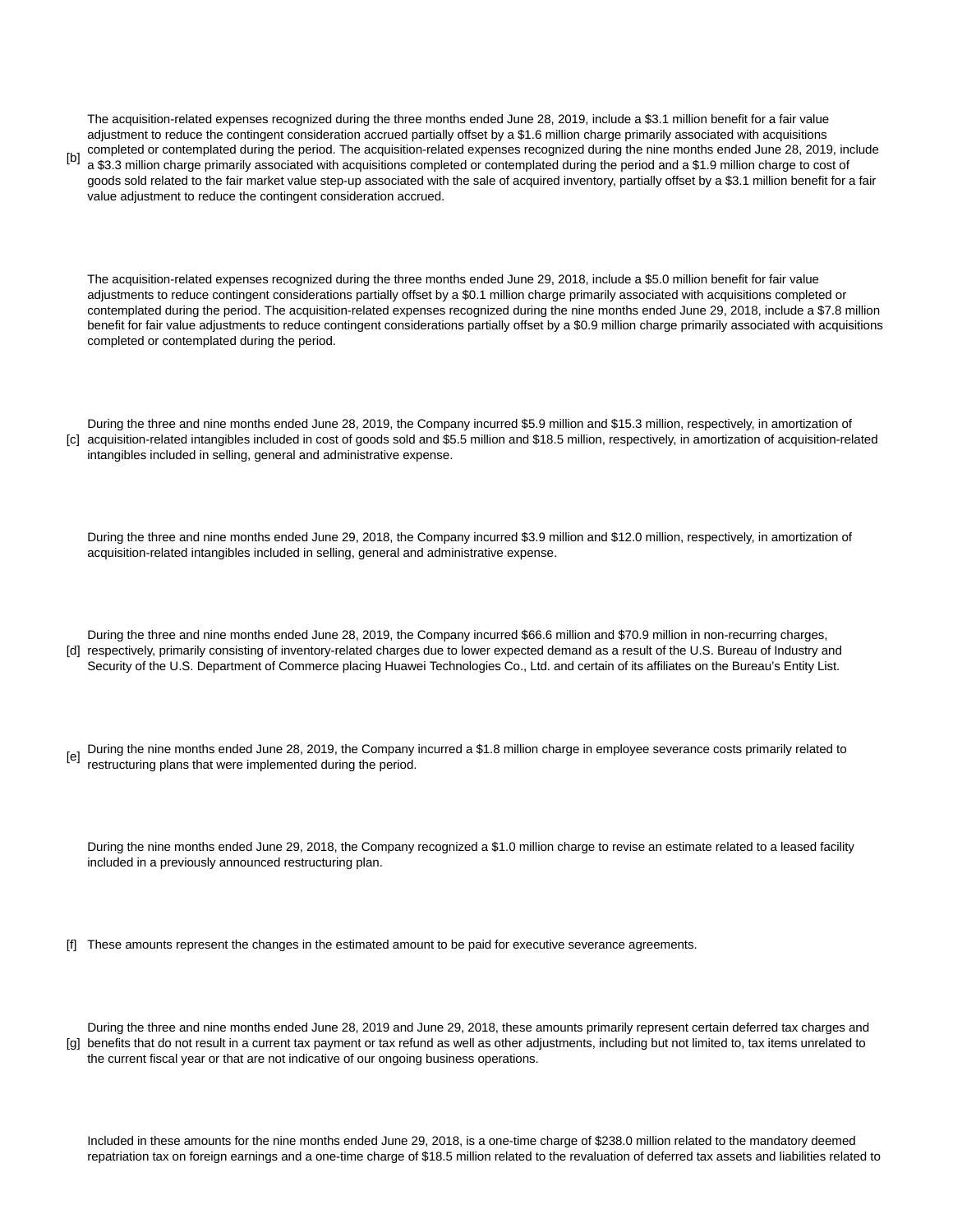[b] The acquisition-related expenses recognized during the three months ended June 28, 2019, include a $3.1 million benefit for a fair value adjustment to reduce the contingent consideration accrued partially offset by a $1.6 million charge primarily associated with acquisitions completed or contemplated during the period. The acquisition-related expenses recognized during the nine months ended June 28, 2019, include a $3.3 million charge primarily associated with acquisitions completed or contemplated during the period and a $1.9 million charge to cost of goods sold related to the fair market value step-up associated with the sale of acquired inventory, partially offset by a $3.1 million benefit for a fair value adjustment to reduce the contingent consideration accrued.

The acquisition-related expenses recognized during the three months ended June 29, 2018, include a $5.0 million benefit for fair value adjustments to reduce contingent considerations partially offset by a $0.1 million charge primarily associated with acquisitions completed or contemplated during the period. The acquisition-related expenses recognized during the nine months ended June 29, 2018, include a $7.8 million benefit for fair value adjustments to reduce contingent considerations partially offset by a $0.9 million charge primarily associated with acquisitions completed or contemplated during the period.

[c] During the three and nine months ended June 28, 2019, the Company incurred $5.9 million and $15.3 million, respectively, in amortization of acquisition-related intangibles included in cost of goods sold and $5.5 million and $18.5 million, respectively, in amortization of acquisition-related intangibles included in selling, general and administrative expense.

During the three and nine months ended June 29, 2018, the Company incurred $3.9 million and $12.0 million, respectively, in amortization of acquisition-related intangibles included in selling, general and administrative expense.

[d] During the three and nine months ended June 28, 2019, the Company incurred $66.6 million and $70.9 million in non-recurring charges, respectively, primarily consisting of inventory-related charges due to lower expected demand as a result of the U.S. Bureau of Industry and Security of the U.S. Department of Commerce placing Huawei Technologies Co., Ltd. and certain of its affiliates on the Bureau's Entity List.

[e] During the nine months ended June 28, 2019, the Company incurred a $1.8 million charge in employee severance costs primarily related to restructuring plans that were implemented during the period.

During the nine months ended June 29, 2018, the Company recognized a $1.0 million charge to revise an estimate related to a leased facility included in a previously announced restructuring plan.

[f] These amounts represent the changes in the estimated amount to be paid for executive severance agreements.

[g] During the three and nine months ended June 28, 2019 and June 29, 2018, these amounts primarily represent certain deferred tax charges and benefits that do not result in a current tax payment or tax refund as well as other adjustments, including but not limited to, tax items unrelated to the current fiscal year or that are not indicative of our ongoing business operations.

Included in these amounts for the nine months ended June 29, 2018, is a one-time charge of $238.0 million related to the mandatory deemed repatriation tax on foreign earnings and a one-time charge of $18.5 million related to the revaluation of deferred tax assets and liabilities related to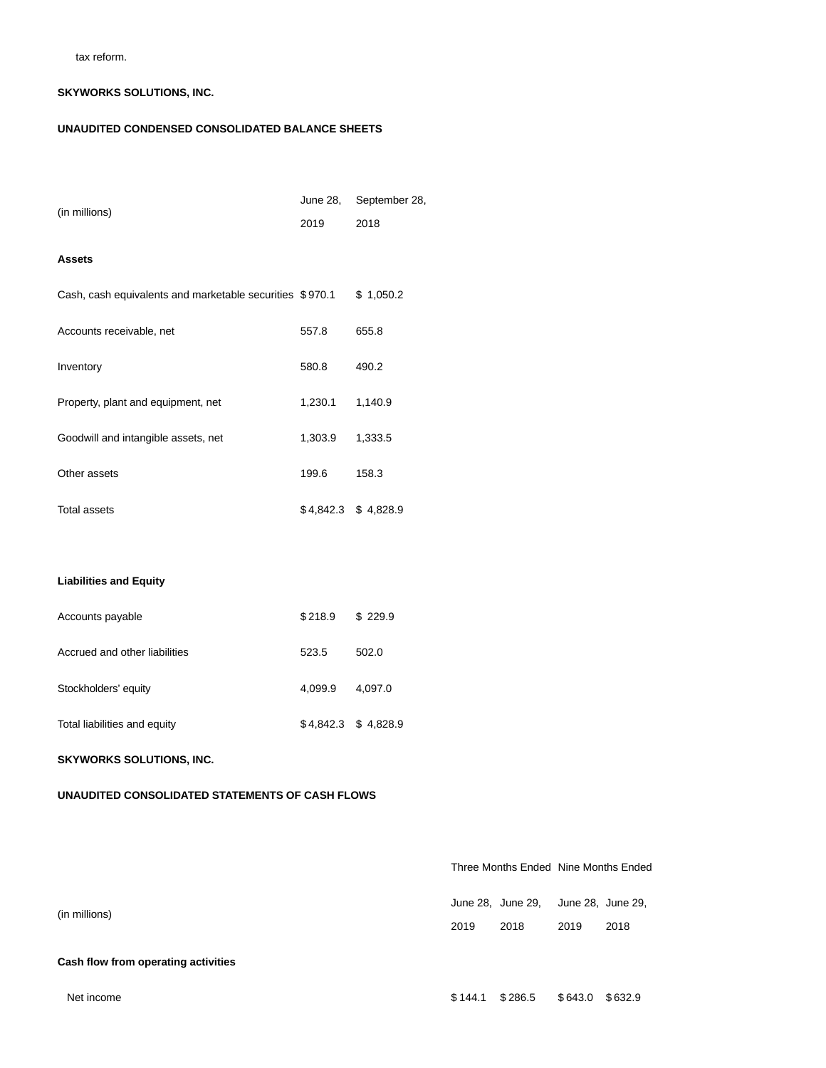tax reform.

**SKYWORKS SOLUTIONS, INC.**

**UNAUDITED CONDENSED CONSOLIDATED BALANCE SHEETS**

| (in millions) | June 28, 2019 | September 28, 2018 |
|---|---|---|
| **Assets** | | |
| Cash, cash equivalents and marketable securities | $970.1 | $ 1,050.2 |
| Accounts receivable, net | 557.8 | 655.8 |
| Inventory | 580.8 | 490.2 |
| Property, plant and equipment, net | 1,230.1 | 1,140.9 |
| Goodwill and intangible assets, net | 1,303.9 | 1,333.5 |
| Other assets | 199.6 | 158.3 |
| Total assets | $4,842.3 | $ 4,828.9 |
| | | |
| **Liabilities and Equity** | | |
| Accounts payable | $218.9 | $ 229.9 |
| Accrued and other liabilities | 523.5 | 502.0 |
| Stockholders' equity | 4,099.9 | 4,097.0 |
| Total liabilities and equity | $4,842.3 | $ 4,828.9 |

**SKYWORKS SOLUTIONS, INC.**

**UNAUDITED CONSOLIDATED STATEMENTS OF CASH FLOWS**

| | Three Months Ended | | Nine Months Ended | |
|---|---|---|---|---|
| (in millions) | June 28, 2019 | June 29, 2018 | June 28, 2019 | June 29, 2018 |
| **Cash flow from operating activities** | | | | |
| Net income | $144.1 | $286.5 | $643.0 | $632.9 |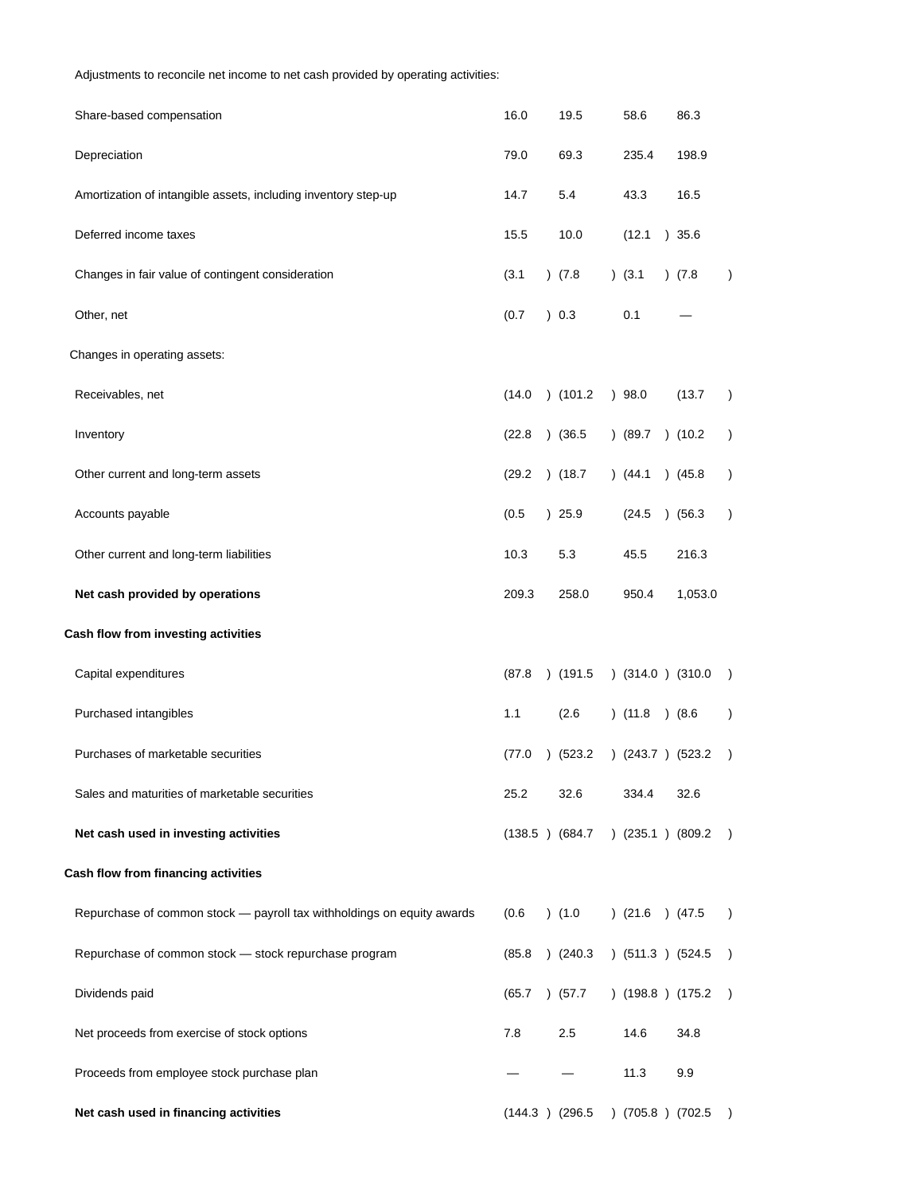| | | | | |
|---|---|---|---|---|
| Adjustments to reconcile net income to net cash provided by operating activities: | | | | |
| Share-based compensation | 16.0 | 19.5 | 58.6 | 86.3 |
| Depreciation | 79.0 | 69.3 | 235.4 | 198.9 |
| Amortization of intangible assets, including inventory step-up | 14.7 | 5.4 | 43.3 | 16.5 |
| Deferred income taxes | 15.5 | 10.0 | (12.1) | 35.6 |
| Changes in fair value of contingent consideration | (3.1) | (7.8) | (3.1) | (7.8) |
| Other, net | (0.7) | 0.3 | 0.1 | — |
| Changes in operating assets: | | | | |
| Receivables, net | (14.0) | (101.2) | 98.0 | (13.7) |
| Inventory | (22.8) | (36.5) | (89.7) | (10.2) |
| Other current and long-term assets | (29.2) | (18.7) | (44.1) | (45.8) |
| Accounts payable | (0.5) | 25.9 | (24.5) | (56.3) |
| Other current and long-term liabilities | 10.3 | 5.3 | 45.5 | 216.3 |
| **Net cash provided by operations** | 209.3 | 258.0 | 950.4 | 1,053.0 |
| **Cash flow from investing activities** | | | | |
| Capital expenditures | (87.8) | (191.5) | (314.0) | (310.0) |
| Purchased intangibles | 1.1 | (2.6) | (11.8) | (8.6) |
| Purchases of marketable securities | (77.0) | (523.2) | (243.7) | (523.2) |
| Sales and maturities of marketable securities | 25.2 | 32.6 | 334.4 | 32.6 |
| **Net cash used in investing activities** | (138.5) | (684.7) | (235.1) | (809.2) |
| **Cash flow from financing activities** | | | | |
| Repurchase of common stock — payroll tax withholdings on equity awards | (0.6) | (1.0) | (21.6) | (47.5) |
| Repurchase of common stock — stock repurchase program | (85.8) | (240.3) | (511.3) | (524.5) |
| Dividends paid | (65.7) | (57.7) | (198.8) | (175.2) |
| Net proceeds from exercise of stock options | 7.8 | 2.5 | 14.6 | 34.8 |
| Proceeds from employee stock purchase plan | — | — | 11.3 | 9.9 |
| **Net cash used in financing activities** | (144.3) | (296.5) | (705.8) | (702.5) |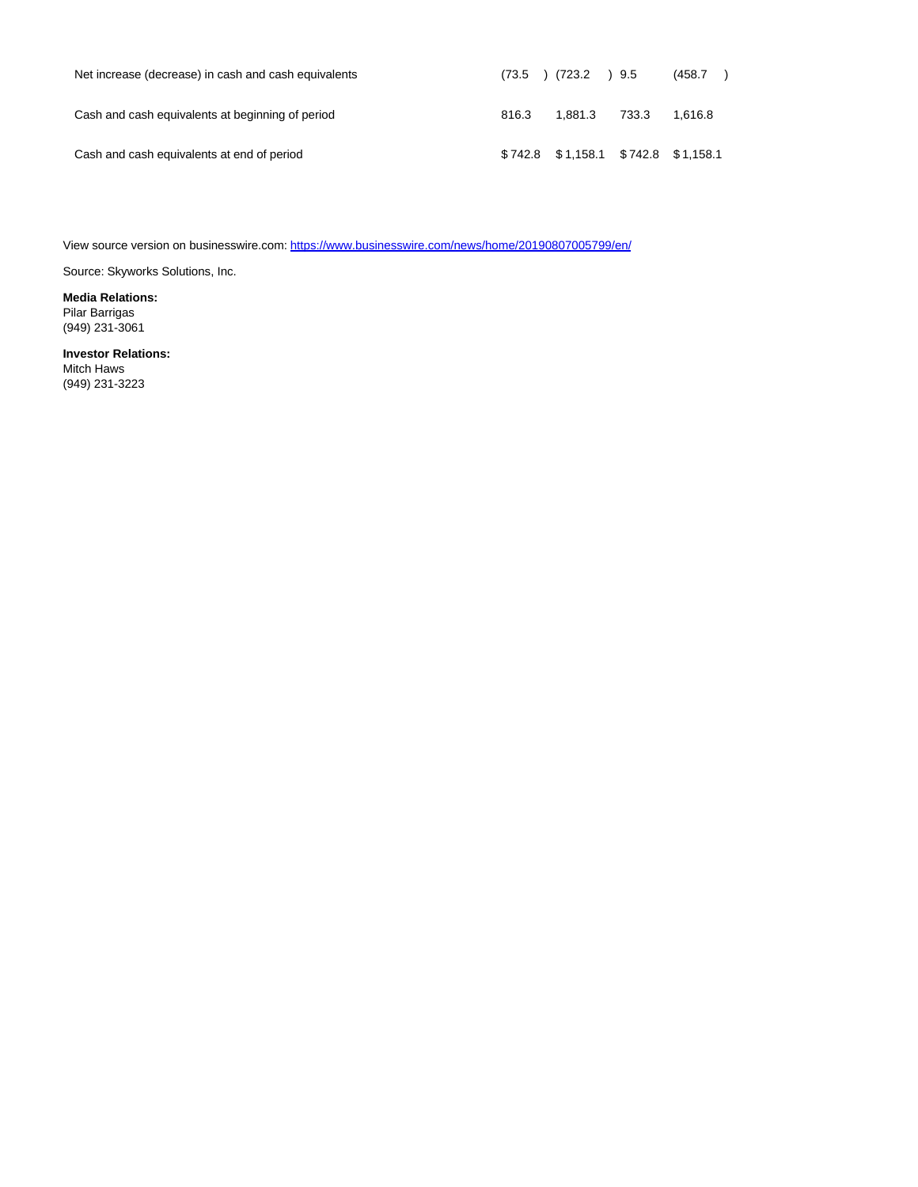| | | | | |
|---|---|---|---|---|
| Net increase (decrease) in cash and cash equivalents | (73.5 ) | (723.2 ) | 9.5 | (458.7 ) |
| Cash and cash equivalents at beginning of period | 816.3 | 1,881.3 | 733.3 | 1,616.8 |
| Cash and cash equivalents at end of period | $ 742.8 | $ 1,158.1 | $ 742.8 | $ 1,158.1 |

View source version on businesswire.com: https://www.businesswire.com/news/home/20190807005799/en/

Source: Skyworks Solutions, Inc.

**Media Relations:**
Pilar Barrigas
(949) 231-3061

**Investor Relations:**
Mitch Haws
(949) 231-3223